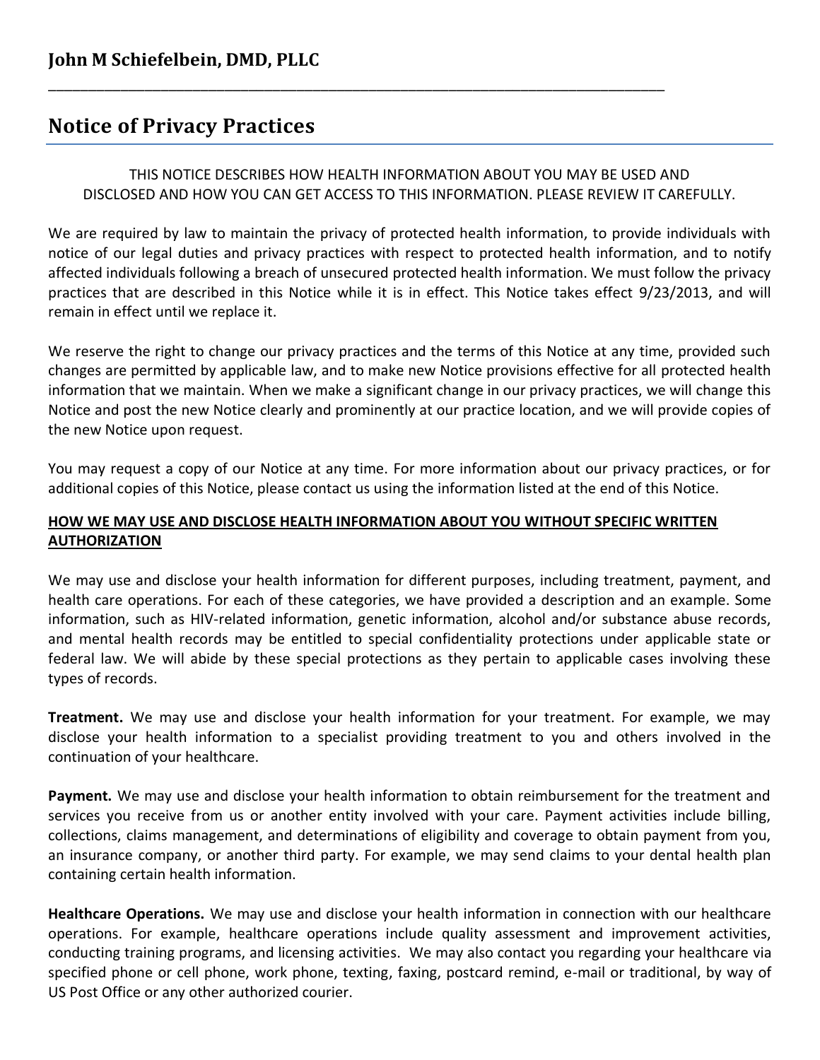# John M Schiefelbein, DMD, PLLC

---

## Notice of Privacy Practices

THIS NOTICE DESCRIBES HOW HEALTH INFORMATION ABOUT YOU MAY BE USED AND DISCLOSED AND HOW YOU CAN GET ACCESS TO THIS INFORMATION. PLEASE REVIEW IT CAREFULLY.

We are required by law to maintain the privacy of protected health information, to provide individuals with notice of our legal duties and privacy practices with respect to protected health information, and to notify affected individuals following a breach of unsecured protected health information. We must follow the privacy practices that are described in this Notice while it is in effect. This Notice takes effect 9/23/2013, and will remain in effect until we replace it.

We reserve the right to change our privacy practices and the terms of this Notice at any time, provided such changes are permitted by applicable law, and to make new Notice provisions effective for all protected health information that we maintain. When we make a significant change in our privacy practices, we will change this Notice and post the new Notice clearly and prominently at our practice location, and we will provide copies of the new Notice upon request.

You may request a copy of our Notice at any time. For more information about our privacy practices, or for additional copies of this Notice, please contact us using the information listed at the end of this Notice.

**<u>HOW WE MAY USE AND DISCLOSE HEALTH INFORMATION ABOUT YOU WITHOUT SPECIFIC WRITTEN AUTHORIZATION</u>**

We may use and disclose your health information for different purposes, including treatment, payment, and health care operations. For each of these categories, we have provided a description and an example. Some information, such as HIV-related information, genetic information, alcohol and/or substance abuse records, and mental health records may be entitled to special confidentiality protections under applicable state or federal law. We will abide by these special protections as they pertain to applicable cases involving these types of records.

**Treatment.** We may use and disclose your health information for your treatment. For example, we may disclose your health information to a specialist providing treatment to you and others involved in the continuation of your healthcare.

**Payment.** We may use and disclose your health information to obtain reimbursement for the treatment and services you receive from us or another entity involved with your care. Payment activities include billing, collections, claims management, and determinations of eligibility and coverage to obtain payment from you, an insurance company, or another third party. For example, we may send claims to your dental health plan containing certain health information.

**Healthcare Operations.** We may use and disclose your health information in connection with our healthcare operations. For example, healthcare operations include quality assessment and improvement activities, conducting training programs, and licensing activities. We may also contact you regarding your healthcare via specified phone or cell phone, work phone, texting, faxing, postcard remind, e-mail or traditional, by way of US Post Office or any other authorized courier.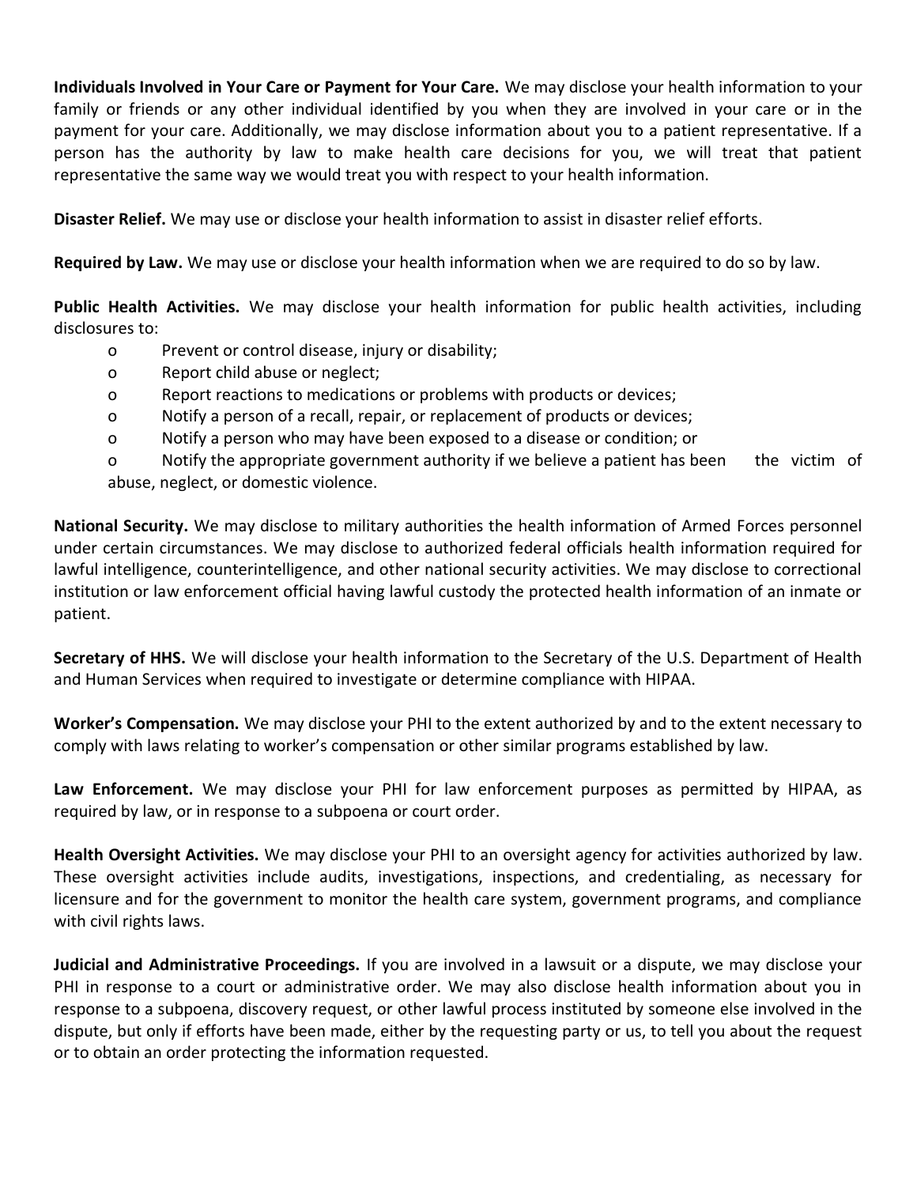**Individuals Involved in Your Care or Payment for Your Care.** We may disclose your health information to your family or friends or any other individual identified by you when they are involved in your care or in the payment for your care. Additionally, we may disclose information about you to a patient representative. If a person has the authority by law to make health care decisions for you, we will treat that patient representative the same way we would treat you with respect to your health information.

**Disaster Relief.** We may use or disclose your health information to assist in disaster relief efforts.

**Required by Law.** We may use or disclose your health information when we are required to do so by law.

**Public Health Activities.** We may disclose your health information for public health activities, including disclosures to:

- Prevent or control disease, injury or disability;
- Report child abuse or neglect;
- Report reactions to medications or problems with products or devices;
- Notify a person of a recall, repair, or replacement of products or devices;
- Notify a person who may have been exposed to a disease or condition; or
- Notify the appropriate government authority if we believe a patient has been the victim of abuse, neglect, or domestic violence.

**National Security.** We may disclose to military authorities the health information of Armed Forces personnel under certain circumstances. We may disclose to authorized federal officials health information required for lawful intelligence, counterintelligence, and other national security activities. We may disclose to correctional institution or law enforcement official having lawful custody the protected health information of an inmate or patient.

**Secretary of HHS.** We will disclose your health information to the Secretary of the U.S. Department of Health and Human Services when required to investigate or determine compliance with HIPAA.

**Worker's Compensation.** We may disclose your PHI to the extent authorized by and to the extent necessary to comply with laws relating to worker's compensation or other similar programs established by law.

**Law Enforcement.** We may disclose your PHI for law enforcement purposes as permitted by HIPAA, as required by law, or in response to a subpoena or court order.

**Health Oversight Activities.** We may disclose your PHI to an oversight agency for activities authorized by law. These oversight activities include audits, investigations, inspections, and credentialing, as necessary for licensure and for the government to monitor the health care system, government programs, and compliance with civil rights laws.

**Judicial and Administrative Proceedings.** If you are involved in a lawsuit or a dispute, we may disclose your PHI in response to a court or administrative order. We may also disclose health information about you in response to a subpoena, discovery request, or other lawful process instituted by someone else involved in the dispute, but only if efforts have been made, either by the requesting party or us, to tell you about the request or to obtain an order protecting the information requested.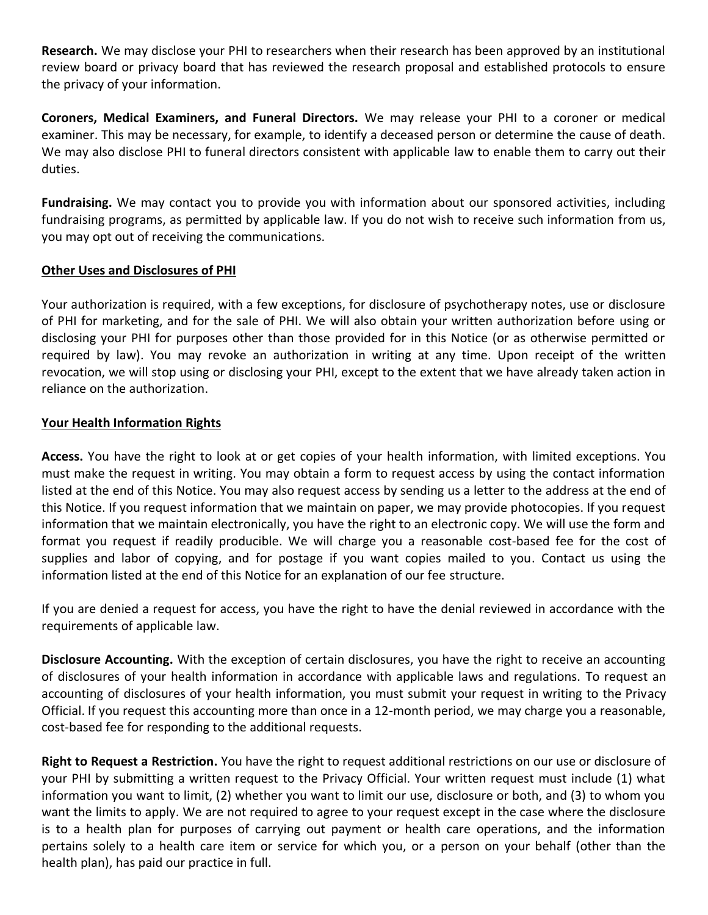**Research.** We may disclose your PHI to researchers when their research has been approved by an institutional review board or privacy board that has reviewed the research proposal and established protocols to ensure the privacy of your information.

**Coroners, Medical Examiners, and Funeral Directors.** We may release your PHI to a coroner or medical examiner. This may be necessary, for example, to identify a deceased person or determine the cause of death. We may also disclose PHI to funeral directors consistent with applicable law to enable them to carry out their duties.

**Fundraising.** We may contact you to provide you with information about our sponsored activities, including fundraising programs, as permitted by applicable law. If you do not wish to receive such information from us, you may opt out of receiving the communications.

**Other Uses and Disclosures of PHI**

Your authorization is required, with a few exceptions, for disclosure of psychotherapy notes, use or disclosure of PHI for marketing, and for the sale of PHI. We will also obtain your written authorization before using or disclosing your PHI for purposes other than those provided for in this Notice (or as otherwise permitted or required by law). You may revoke an authorization in writing at any time. Upon receipt of the written revocation, we will stop using or disclosing your PHI, except to the extent that we have already taken action in reliance on the authorization.

**Your Health Information Rights**

**Access.** You have the right to look at or get copies of your health information, with limited exceptions. You must make the request in writing. You may obtain a form to request access by using the contact information listed at the end of this Notice. You may also request access by sending us a letter to the address at the end of this Notice. If you request information that we maintain on paper, we may provide photocopies. If you request information that we maintain electronically, you have the right to an electronic copy. We will use the form and format you request if readily producible. We will charge you a reasonable cost-based fee for the cost of supplies and labor of copying, and for postage if you want copies mailed to you. Contact us using the information listed at the end of this Notice for an explanation of our fee structure.

If you are denied a request for access, you have the right to have the denial reviewed in accordance with the requirements of applicable law.

**Disclosure Accounting.** With the exception of certain disclosures, you have the right to receive an accounting of disclosures of your health information in accordance with applicable laws and regulations. To request an accounting of disclosures of your health information, you must submit your request in writing to the Privacy Official. If you request this accounting more than once in a 12-month period, we may charge you a reasonable, cost-based fee for responding to the additional requests.

**Right to Request a Restriction.** You have the right to request additional restrictions on our use or disclosure of your PHI by submitting a written request to the Privacy Official. Your written request must include (1) what information you want to limit, (2) whether you want to limit our use, disclosure or both, and (3) to whom you want the limits to apply. We are not required to agree to your request except in the case where the disclosure is to a health plan for purposes of carrying out payment or health care operations, and the information pertains solely to a health care item or service for which you, or a person on your behalf (other than the health plan), has paid our practice in full.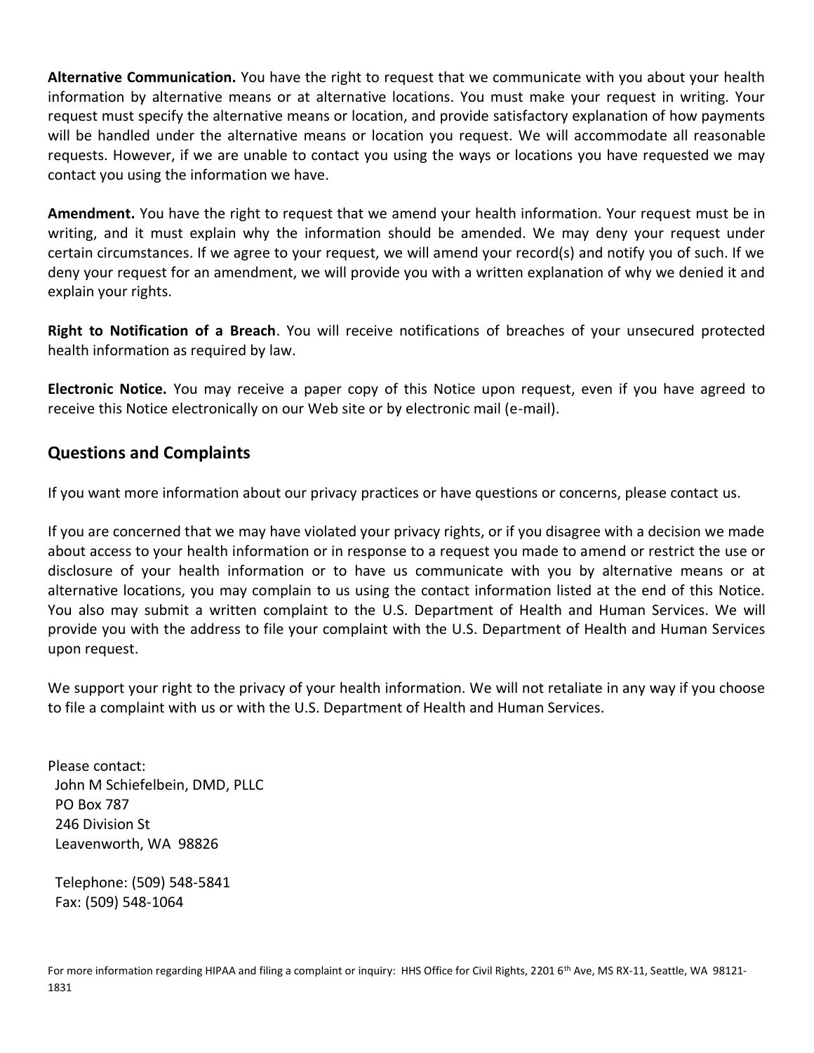**Alternative Communication.** You have the right to request that we communicate with you about your health information by alternative means or at alternative locations. You must make your request in writing. Your request must specify the alternative means or location, and provide satisfactory explanation of how payments will be handled under the alternative means or location you request. We will accommodate all reasonable requests. However, if we are unable to contact you using the ways or locations you have requested we may contact you using the information we have.

**Amendment.** You have the right to request that we amend your health information. Your request must be in writing, and it must explain why the information should be amended. We may deny your request under certain circumstances. If we agree to your request, we will amend your record(s) and notify you of such. If we deny your request for an amendment, we will provide you with a written explanation of why we denied it and explain your rights.

**Right to Notification of a Breach**. You will receive notifications of breaches of your unsecured protected health information as required by law.

**Electronic Notice.** You may receive a paper copy of this Notice upon request, even if you have agreed to receive this Notice electronically on our Web site or by electronic mail (e-mail).

## Questions and Complaints

If you want more information about our privacy practices or have questions or concerns, please contact us.

If you are concerned that we may have violated your privacy rights, or if you disagree with a decision we made about access to your health information or in response to a request you made to amend or restrict the use or disclosure of your health information or to have us communicate with you by alternative means or at alternative locations, you may complain to us using the contact information listed at the end of this Notice. You also may submit a written complaint to the U.S. Department of Health and Human Services. We will provide you with the address to file your complaint with the U.S. Department of Health and Human Services upon request.

We support your right to the privacy of your health information. We will not retaliate in any way if you choose to file a complaint with us or with the U.S. Department of Health and Human Services.

Please contact:
John M Schiefelbein, DMD, PLLC
PO Box 787
246 Division St
Leavenworth, WA 98826

Telephone: (509) 548-5841
Fax: (509) 548-1064

For more information regarding HIPAA and filing a complaint or inquiry: HHS Office for Civil Rights, 2201 6th Ave, MS RX-11, Seattle, WA 98121-1831